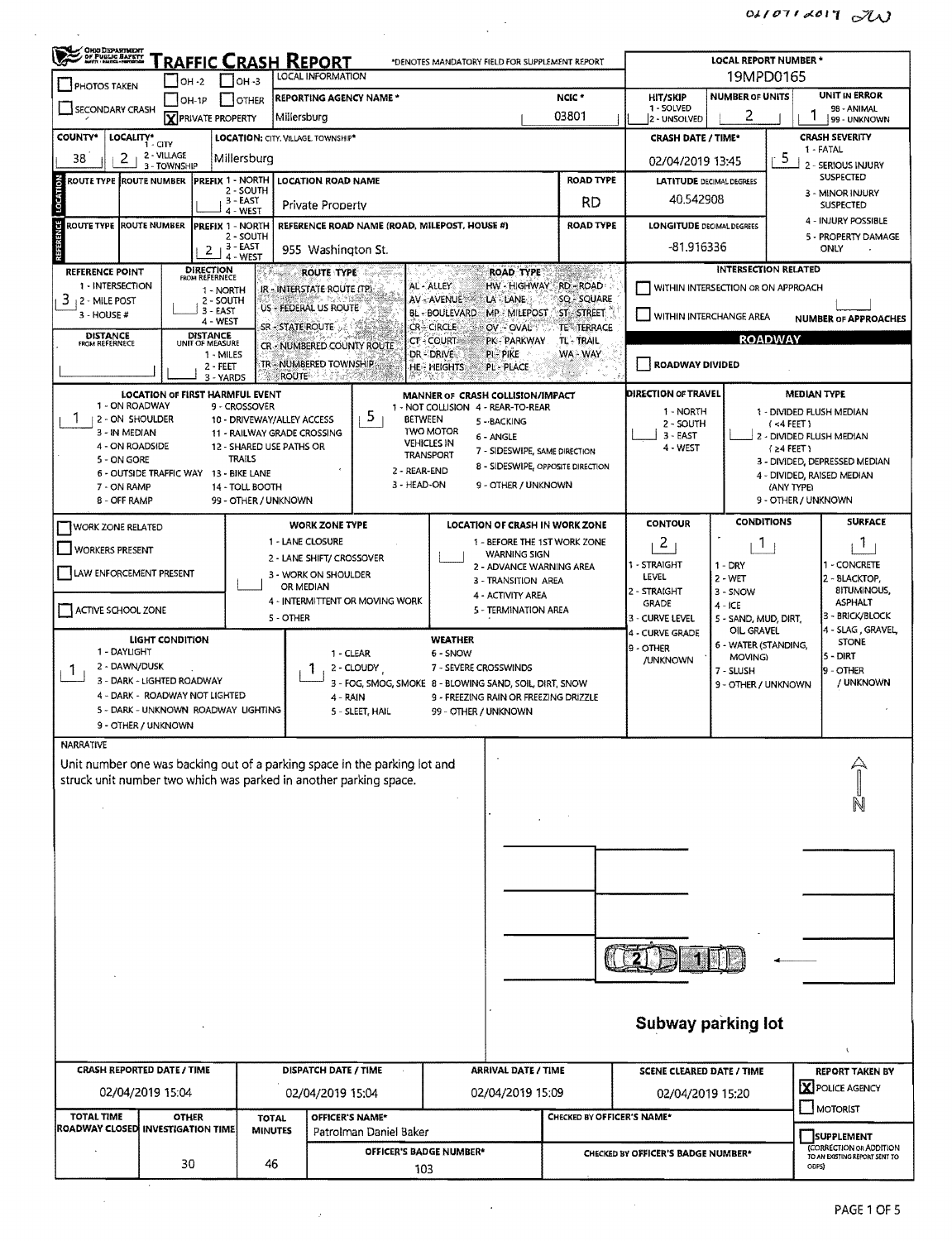02/07/2019 DW

# OHIO DEPARTMENT OF PUBLIC SAFETY — TRAFFIC CRASH REPORT

*DENOTES MANDATORY FIELD FOR SUPPLEMENT REPORT

| Field | Value |
|---|---|
| LOCAL REPORT NUMBER * | 19MPD0165 |
| PHOTOS TAKEN | ☐ |
| OH -2 / OH -3 / OH-1P / OTHER | ☐ |
| SECONDARY CRASH | ☐ |
| PRIVATE PROPERTY | ☒ |
| REPORTING AGENCY NAME * | Millersburg |
| NCIC * | 03801 |
| HIT/SKIP (1 - SOLVED, 2 - UNSOLVED) | |
| NUMBER OF UNITS | 2 |
| UNIT IN ERROR (98 - ANIMAL, 99 - UNKNOWN) | 1 |
| COUNTY* | 38 |
| LOCALITY* (1 - CITY, 2 - VILLAGE, 3 - TOWNSHIP) | 2 |
| LOCATION: CITY, VILLAGE, TOWNSHIP* | Millersburg |
| CRASH DATE / TIME* | 02/04/2019 13:45 |
| CRASH SEVERITY (1 - FATAL, 2 - SERIOUS INJURY SUSPECTED, 3 - MINOR INJURY SUSPECTED, 4 - INJURY POSSIBLE, 5 - PROPERTY DAMAGE ONLY) | 5 |

## Location

| ROUTE TYPE | ROUTE NUMBER | PREFIX (1 - NORTH, 2 - SOUTH, 3 - EAST, 4 - WEST) | LOCATION ROAD NAME | ROAD TYPE | LATITUDE DECIMAL DEGREES |
|---|---|---|---|---|---|
| | | | Private Property | RD | 40.542908 |

## Reference

| ROUTE TYPE | ROUTE NUMBER | PREFIX (1 - NORTH, 2 - SOUTH, 3 - EAST, 4 - WEST) | REFERENCE ROAD NAME (ROAD, MILEPOST, HOUSE #) | ROAD TYPE | LONGITUDE DECIMAL DEGREES |
|---|---|---|---|---|---|
| | | 2 | 955 Washington St. | | -81.916336 |

| Field | Value |
|---|---|
| REFERENCE POINT (1 - INTERSECTION, 2 - MILE POST, 3 - HOUSE #) | 3 |
| DIRECTION FROM REFERENCE (1 - NORTH, 2 - SOUTH, 3 - EAST, 4 - WEST) | |
| DISTANCE FROM REFERENCE | |
| DISTANCE UNIT OF MEASURE (1 - MILES, 2 - FEET, 3 - YARDS) | |

ROUTE TYPE: IR - INTERSTATE ROUTE (TP); US - FEDERAL US ROUTE; SR - STATE ROUTE; CR - NUMBERED COUNTY ROUTE; TR - NUMBERED TOWNSHIP ROUTE

ROAD TYPE: AL - ALLEY; AV - AVENUE; BL - BOULEVARD; CR - CIRCLE; CT - COURT; DR - DRIVE; HE - HEIGHTS; HW - HIGHWAY; LA - LANE; MP - MILEPOST; OV - OVAL; PK - PARKWAY; PI - PIKE; PL - PLACE; RD - ROAD; SQ - SQUARE; ST - STREET; TE - TERRACE; TL - TRAIL; WA - WAY

## Intersection Related

- ☐ WITHIN INTERSECTION OR ON APPROACH
- ☐ WITHIN INTERCHANGE AREA
- NUMBER OF APPROACHES:

## Roadway

- ☐ ROADWAY DIVIDED

| Field | Value |
|---|---|
| LOCATION OF FIRST HARMFUL EVENT | 1 |
| MANNER OF CRASH COLLISION/IMPACT | 5 |
| DIRECTION OF TRAVEL | |
| MEDIAN TYPE | |

LOCATION OF FIRST HARMFUL EVENT: 1 - ON ROADWAY; 2 - ON SHOULDER; 3 - IN MEDIAN; 4 - ON ROADSIDE; 5 - ON GORE; 6 - OUTSIDE TRAFFIC WAY; 7 - ON RAMP; 8 - OFF RAMP; 9 - CROSSOVER; 10 - DRIVEWAY/ALLEY ACCESS; 11 - RAILWAY GRADE CROSSING; 12 - SHARED USE PATHS OR TRAILS; 13 - BIKE LANE; 14 - TOLL BOOTH; 99 - OTHER / UNKNOWN

MANNER OF CRASH COLLISION/IMPACT: 1 - NOT COLLISION BETWEEN TWO MOTOR VEHICLES IN TRANSPORT; 2 - REAR-END; 3 - HEAD-ON; 4 - REAR-TO-REAR; 5 - BACKING; 6 - ANGLE; 7 - SIDESWIPE, SAME DIRECTION; 8 - SIDESWIPE, OPPOSITE DIRECTION; 9 - OTHER / UNKNOWN

DIRECTION OF TRAVEL: 1 - NORTH; 2 - SOUTH; 3 - EAST; 4 - WEST

MEDIAN TYPE: 1 - DIVIDED FLUSH MEDIAN (<4 FEET); 2 - DIVIDED FLUSH MEDIAN (≥4 FEET); 3 - DIVIDED, DEPRESSED MEDIAN; 4 - DIVIDED, RAISED MEDIAN (ANY TYPE); 9 - OTHER / UNKNOWN

## Work Zone

- ☐ WORK ZONE RELATED
- ☐ WORKERS PRESENT
- ☐ LAW ENFORCEMENT PRESENT
- ☐ ACTIVE SCHOOL ZONE

WORK ZONE TYPE: 1 - LANE CLOSURE; 2 - LANE SHIFT/ CROSSOVER; 3 - WORK ON SHOULDER OR MEDIAN; 4 - INTERMITTENT OR MOVING WORK; 5 - OTHER

LOCATION OF CRASH IN WORK ZONE: 1 - BEFORE THE 1ST WORK ZONE WARNING SIGN; 2 - ADVANCE WARNING AREA; 3 - TRANSITION AREA; 4 - ACTIVITY AREA; 5 - TERMINATION AREA

| CONTOUR | CONDITIONS | SURFACE |
|---|---|---|
| 2 | 1 | 1 |

CONTOUR: 1 - STRAIGHT LEVEL; 2 - STRAIGHT GRADE; 3 - CURVE LEVEL; 4 - CURVE GRADE; 9 - OTHER /UNKNOWN

CONDITIONS: 1 - DRY; 2 - WET; 3 - SNOW; 4 - ICE; 5 - SAND, MUD, DIRT, OIL, GRAVEL; 6 - WATER (STANDING, MOVING); 7 - SLUSH; 9 - OTHER / UNKNOWN

SURFACE: 1 - CONCRETE; 2 - BLACKTOP, BITUMINOUS, ASPHALT; 3 - BRICK/BLOCK; 4 - SLAG, GRAVEL, STONE; 5 - DIRT; 9 - OTHER / UNKNOWN

| LIGHT CONDITION | WEATHER |
|---|---|
| 1 | 1 |

LIGHT CONDITION: 1 - DAYLIGHT; 2 - DAWN/DUSK; 3 - DARK - LIGHTED ROADWAY; 4 - DARK - ROADWAY NOT LIGHTED; 5 - DARK - UNKNOWN ROADWAY LIGHTING; 9 - OTHER / UNKNOWN

WEATHER: 1 - CLEAR; 2 - CLOUDY; 3 - FOG, SMOG, SMOKE; 4 - RAIN; 5 - SLEET, HAIL; 6 - SNOW; 7 - SEVERE CROSSWINDS; 8 - BLOWING SAND, SOIL, DIRT, SNOW; 9 - FREEZING RAIN OR FREEZING DRIZZLE; 99 - OTHER / UNKNOWN

## Narrative

Unit number one was backing out of a parking space in the parking lot and struck unit number two which was parked in another parking space.

Subway parking lot

## Report Details

| CRASH REPORTED DATE / TIME | DISPATCH DATE / TIME | ARRIVAL DATE / TIME | SCENE CLEARED DATE / TIME | REPORT TAKEN BY |
|---|---|---|---|---|
| 02/04/2019 15:04 | 02/04/2019 15:04 | 02/04/2019 15:09 | 02/04/2019 15:20 | ☒ POLICE AGENCY ☐ MOTORIST |

| TOTAL TIME ROADWAY CLOSED | OTHER INVESTIGATION TIME | TOTAL MINUTES | OFFICER'S NAME* | CHECKED BY OFFICER'S NAME* | SUPPLEMENT |
|---|---|---|---|---|---|
| | 30 | 46 | Patrolman Daniel Baker | | ☐ |

| OFFICER'S BADGE NUMBER* | CHECKED BY OFFICER'S BADGE NUMBER* |
|---|---|
| 103 | |

SUPPLEMENT (CORRECTION OR ADDITION TO AN EXISTING REPORT SENT TO ODPS)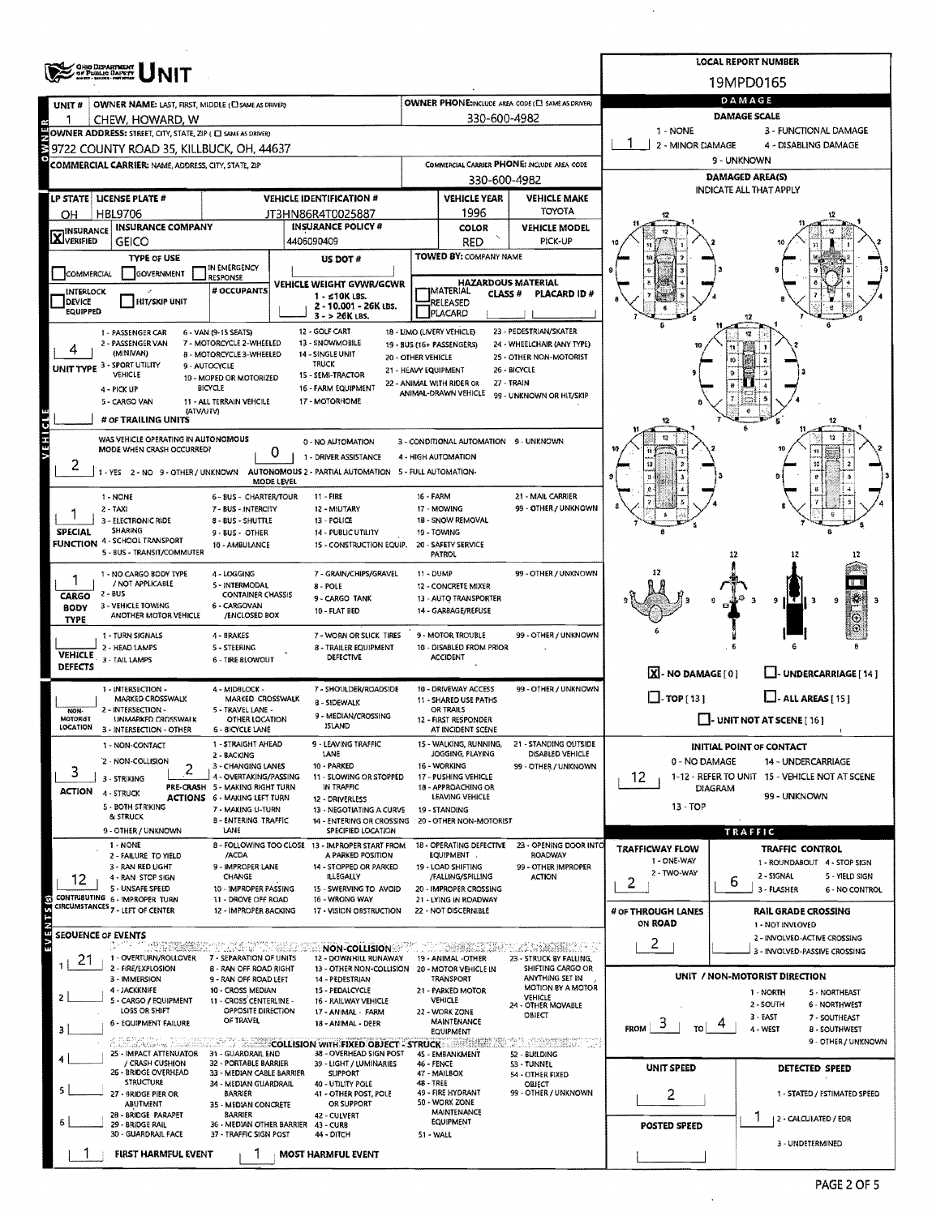# UNIT

OHIO DEPARTMENT OF PUBLIC SAFETY

**LOCAL REPORT NUMBER:** 19MPD0165

## Owner

| UNIT # | OWNER NAME: LAST, FIRST, MIDDLE (☐ SAME AS DRIVER) | OWNER PHONE: INCLUDE AREA CODE (☐ SAME AS DRIVER) |
|---|---|---|
| 1 | CHEW, HOWARD, W | 330-600-4982 |

**OWNER ADDRESS:** STREET, CITY, STATE, ZIP (☐ SAME AS DRIVER)
9722 COUNTY ROAD 35, KILLBUCK, OH, 44637

**COMMERCIAL CARRIER:** NAME, ADDRESS, CITY, STATE, ZIP

**COMMERCIAL CARRIER PHONE:** INCLUDE AREA CODE
330-600-4982

## Vehicle

| LP STATE | LICENSE PLATE # | VEHICLE IDENTIFICATION # | VEHICLE YEAR | VEHICLE MAKE |
|---|---|---|---|---|
| OH | HBL9706 | JT3HN86R4T0025887 | 1996 | TOYOTA |

| INSURANCE | INSURANCE COMPANY | INSURANCE POLICY # | COLOR | VEHICLE MODEL |
|---|---|---|---|---|
| ☒ VERIFIED | GEICO | 4406090409 | RED | PICK-UP |

**TYPE OF USE:** ☐ COMMERCIAL ☐ GOVERNMENT ☐ IN EMERGENCY RESPONSE

**US DOT #:**

**TOWED BY:** COMPANY NAME

☐ INTERLOCK DEVICE EQUIPPED ☐ HIT/SKIP UNIT

**# OCCUPANTS:**

**VEHICLE WEIGHT GVWR/GCWR:** 1 - ≤10K LBS. 2 - 10.001 - 26K LBS. 3 - > 26K LBS.

**HAZARDOUS MATERIAL:** ☐ MATERIAL RELEASED ☐ PLACARD | CLASS # | PLACARD ID #

**UNIT TYPE:** 4
1 - PASSENGER CAR, 2 - PASSENGER VAN (MINIVAN), 3 - SPORT UTILITY VEHICLE, 4 - PICK UP, 5 - CARGO VAN, 6 - VAN (9-15 SEATS), 7 - MOTORCYCLE 2-WHEELED, 8 - MOTORCYCLE 3-WHEELED, 9 - AUTOCYCLE, 10 - MOPED OR MOTORIZED BICYCLE, 11 - ALL TERRAIN VEHICLE (ATV/UTV), 12 - GOLF CART, 13 - SNOWMOBILE, 14 - SINGLE UNIT TRUCK, 15 - SEMI-TRACTOR, 16 - FARM EQUIPMENT, 17 - MOTORHOME, 18 - LIMO (LIVERY VEHICLE), 19 - BUS (16+ PASSENGERS), 20 - OTHER VEHICLE, 21 - HEAVY EQUIPMENT, 22 - ANIMAL WITH RIDER OR ANIMAL-DRAWN VEHICLE, 23 - PEDESTRIAN/SKATER, 24 - WHEELCHAIR (ANY TYPE), 25 - OTHER NON-MOTORIST, 26 - BICYCLE, 27 - TRAIN, 99 - UNKNOWN OR HIT/SKIP

**# OF TRAILING UNITS:**

**WAS VEHICLE OPERATING IN AUTONOMOUS MODE WHEN CRASH OCCURRED?** 2
1 - YES 2 - NO 9 - OTHER / UNKNOWN

**AUTONOMOUS MODE LEVEL:** 0
0 - NO AUTOMATION, 1 - DRIVER ASSISTANCE, 2 - PARTIAL AUTOMATION, 3 - CONDITIONAL AUTOMATION, 4 - HIGH AUTOMATION, 5 - FULL AUTOMATION, 9 - UNKNOWN

**SPECIAL FUNCTION:** 1
1 - NONE, 2 - TAXI, 3 - ELECTRONIC RIDE SHARING, 4 - SCHOOL TRANSPORT, 5 - BUS - TRANSIT/COMMUTER, 6 - BUS - CHARTER/TOUR, 7 - BUS - INTERCITY, 8 - BUS - SHUTTLE, 9 - BUS - OTHER, 10 - AMBULANCE, 11 - FIRE, 12 - MILITARY, 13 - POLICE, 14 - PUBLIC UTILITY, 15 - CONSTRUCTION EQUIP., 16 - FARM, 17 - MOWING, 18 - SNOW REMOVAL, 19 - TOWING, 20 - SAFETY SERVICE PATROL, 21 - MAIL CARRIER, 99 - OTHER / UNKNOWN

**CARGO BODY TYPE:** 1
1 - NO CARGO BODY TYPE / NOT APPLICABLE, 2 - BUS, 3 - VEHICLE TOWING ANOTHER MOTOR VEHICLE, 4 - LOGGING, 5 - INTERMODAL CONTAINER CHASSIS, 6 - CARGOVAN /ENCLOSED BOX, 7 - GRAIN/CHIPS/GRAVEL, 8 - POLE, 9 - CARGO TANK, 10 - FLAT BED, 11 - DUMP, 12 - CONCRETE MIXER, 13 - AUTO TRANSPORTER, 14 - GARBAGE/REFUSE, 99 - OTHER / UNKNOWN

**VEHICLE DEFECTS:**
1 - TURN SIGNALS, 2 - HEAD LAMPS, 3 - TAIL LAMPS, 4 - BRAKES, 5 - STEERING, 6 - TIRE BLOWOUT, 7 - WORN OR SLICK TIRES, 8 - TRAILER EQUIPMENT DEFECTIVE, 9 - MOTOR TROUBLE, 10 - DISABLED FROM PRIOR ACCIDENT, 99 - OTHER / UNKNOWN

**NON-MOTORIST LOCATION:**
1 - INTERSECTION - MARKED CROSSWALK, 2 - INTERSECTION - UNMARKED CROSSWALK, 3 - INTERSECTION - OTHER, 4 - MIDBLOCK - MARKED CROSSWALK, 5 - TRAVEL LANE - OTHER LOCATION, 6 - BICYCLE LANE, 7 - SHOULDER/ROADSIDE, 8 - SIDEWALK, 9 - MEDIAN/CROSSING ISLAND, 10 - DRIVEWAY ACCESS, 11 - SHARED USE PATHS OR TRAILS, 12 - FIRST RESPONDER AT INCIDENT SCENE, 99 - OTHER / UNKNOWN

**ACTION:** 3
1 - NON-CONTACT, 2 - NON-COLLISION, 3 - STRIKING, 4 - STRUCK, 5 - BOTH STRIKING & STRUCK, 9 - OTHER / UNKNOWN

**PRE-CRASH ACTIONS:** 2
1 - STRAIGHT AHEAD, 2 - BACKING, 3 - CHANGING LANES, 4 - OVERTAKING/PASSING, 5 - MAKING RIGHT TURN, 6 - MAKING LEFT TURN, 7 - MAKING U-TURN, 8 - ENTERING TRAFFIC LANE, 9 - LEAVING TRAFFIC LANE, 10 - PARKED, 11 - SLOWING OR STOPPED IN TRAFFIC, 12 - DRIVERLESS, 13 - NEGOTIATING A CURVE, 14 - ENTERING OR CROSSING SPECIFIED LOCATION, 15 - WALKING, RUNNING, JOGGING, PLAYING, 16 - WORKING, 17 - PUSHING VEHICLE, 18 - APPROACHING OR LEAVING VEHICLE, 19 - STANDING, 20 - OTHER NON-MOTORIST, 21 - STANDING OUTSIDE DISABLED VEHICLE, 99 - OTHER / UNKNOWN

**CONTRIBUTING CIRCUMSTANCES:** 12
1 - NONE, 2 - FAILURE TO YIELD, 3 - RAN RED LIGHT, 4 - RAN STOP SIGN, 5 - UNSAFE SPEED, 6 - IMPROPER TURN, 7 - LEFT OF CENTER, 8 - FOLLOWING TOO CLOSE /ACDA, 9 - IMPROPER LANE CHANGE, 10 - IMPROPER PASSING, 11 - DROVE OFF ROAD, 12 - IMPROPER BACKING, 13 - IMPROPER START FROM A PARKED POSITION, 14 - STOPPED OR PARKED ILLEGALLY, 15 - SWERVING TO AVOID, 16 - WRONG WAY, 17 - VISION OBSTRUCTION, 18 - OPERATING DEFECTIVE EQUIPMENT, 19 - LOAD SHIFTING /FALLING/SPILLING, 20 - IMPROPER CROSSING, 21 - LYING IN ROADWAY, 22 - NOT DISCERNIBLE, 23 - OPENING DOOR INTO ROADWAY, 99 - OTHER IMPROPER ACTION

## Events

**SEQUENCE OF EVENTS**

| # | Event |
|---|---|
| 1 | 21 |
| 2 | |
| 3 | |
| 4 | |
| 5 | |
| 6 | |

**NON-COLLISION:** 1 - OVERTURN/ROLLOVER, 2 - FIRE/EXPLOSION, 3 - IMMERSION, 4 - JACKKNIFE, 5 - CARGO / EQUIPMENT LOSS OR SHIFT, 6 - EQUIPMENT FAILURE, 7 - SEPARATION OF UNITS, 8 - RAN OFF ROAD RIGHT, 9 - RAN OFF ROAD LEFT, 10 - CROSS MEDIAN, 11 - CROSS CENTERLINE - OPPOSITE DIRECTION OF TRAVEL, 12 - DOWNHILL RUNAWAY, 13 - OTHER NON-COLLISION, 14 - PEDESTRIAN, 15 - PEDALCYCLE, 16 - RAILWAY VEHICLE, 17 - ANIMAL - FARM, 18 - ANIMAL - DEER, 19 - ANIMAL - OTHER, 20 - MOTOR VEHICLE IN TRANSPORT, 21 - PARKED MOTOR VEHICLE, 22 - WORK ZONE MAINTENANCE EQUIPMENT, 23 - STRUCK BY FALLING, SHIFTING CARGO OR ANYTHING SET IN MOTION BY A MOTOR VEHICLE, 24 - OTHER MOVABLE OBJECT

**COLLISION WITH FIXED OBJECT - STRUCK:** 25 - IMPACT ATTENUATOR / CRASH CUSHION, 26 - BRIDGE OVERHEAD STRUCTURE, 27 - BRIDGE PIER OR ABUTMENT, 28 - BRIDGE PARAPET, 29 - BRIDGE RAIL, 30 - GUARDRAIL FACE, 31 - GUARDRAIL END, 32 - PORTABLE BARRIER, 33 - MEDIAN CABLE BARRIER, 34 - MEDIAN GUARDRAIL BARRIER, 35 - MEDIAN CONCRETE BARRIER, 36 - MEDIAN OTHER BARRIER, 37 - TRAFFIC SIGN POST, 38 - OVERHEAD SIGN POST, 39 - LIGHT / LUMINARIES SUPPORT, 40 - UTILITY POLE, 41 - OTHER POST, POLE OR SUPPORT, 42 - CULVERT, 43 - CURB, 44 - DITCH, 45 - EMBANKMENT, 46 - FENCE, 47 - MAILBOX, 48 - TREE, 49 - FIRE HYDRANT, 50 - WORK ZONE MAINTENANCE EQUIPMENT, 51 - WALL, 52 - BUILDING, 53 - TUNNEL, 54 - OTHER FIXED OBJECT, 99 - OTHER / UNKNOWN

**FIRST HARMFUL EVENT:** 1
**MOST HARMFUL EVENT:** 1

## Damage

**DAMAGE SCALE:** 1
1 - NONE, 2 - MINOR DAMAGE, 3 - FUNCTIONAL DAMAGE, 4 - DISABLING DAMAGE, 9 - UNKNOWN

**DAMAGED AREA(S)** INDICATE ALL THAT APPLY

☒ - NO DAMAGE [0] ☐ - UNDERCARRIAGE [14]
☐ - TOP [13] ☐ - ALL AREAS [15]
☐ - UNIT NOT AT SCENE [16]

**INITIAL POINT OF CONTACT:** 12
0 - NO DAMAGE, 1-12 - REFER TO UNIT DIAGRAM, 13 - TOP, 14 - UNDERCARRIAGE, 15 - VEHICLE NOT AT SCENE, 99 - UNKNOWN

## Traffic

**TRAFFICWAY FLOW:** 2
1 - ONE-WAY, 2 - TWO-WAY

**TRAFFIC CONTROL:** 6
1 - ROUNDABOUT, 2 - SIGNAL, 3 - FLASHER, 4 - STOP SIGN, 5 - YIELD SIGN, 6 - NO CONTROL

**# OF THROUGH LANES ON ROAD:** 2

**RAIL GRADE CROSSING:**
1 - NOT INVOLVED, 2 - INVOLVED-ACTIVE CROSSING, 3 - INVOLVED-PASSIVE CROSSING

**UNIT / NON-MOTORIST DIRECTION:** FROM 3 TO 4
1 - NORTH, 2 - SOUTH, 3 - EAST, 4 - WEST, 5 - NORTHEAST, 6 - NORTHWEST, 7 - SOUTHEAST, 8 - SOUTHWEST, 9 - OTHER / UNKNOWN

**UNIT SPEED:** 2

**DETECTED SPEED:** 1
1 - STATED / ESTIMATED SPEED, 2 - CALCULATED / EDR, 3 - UNDETERMINED

**POSTED SPEED:**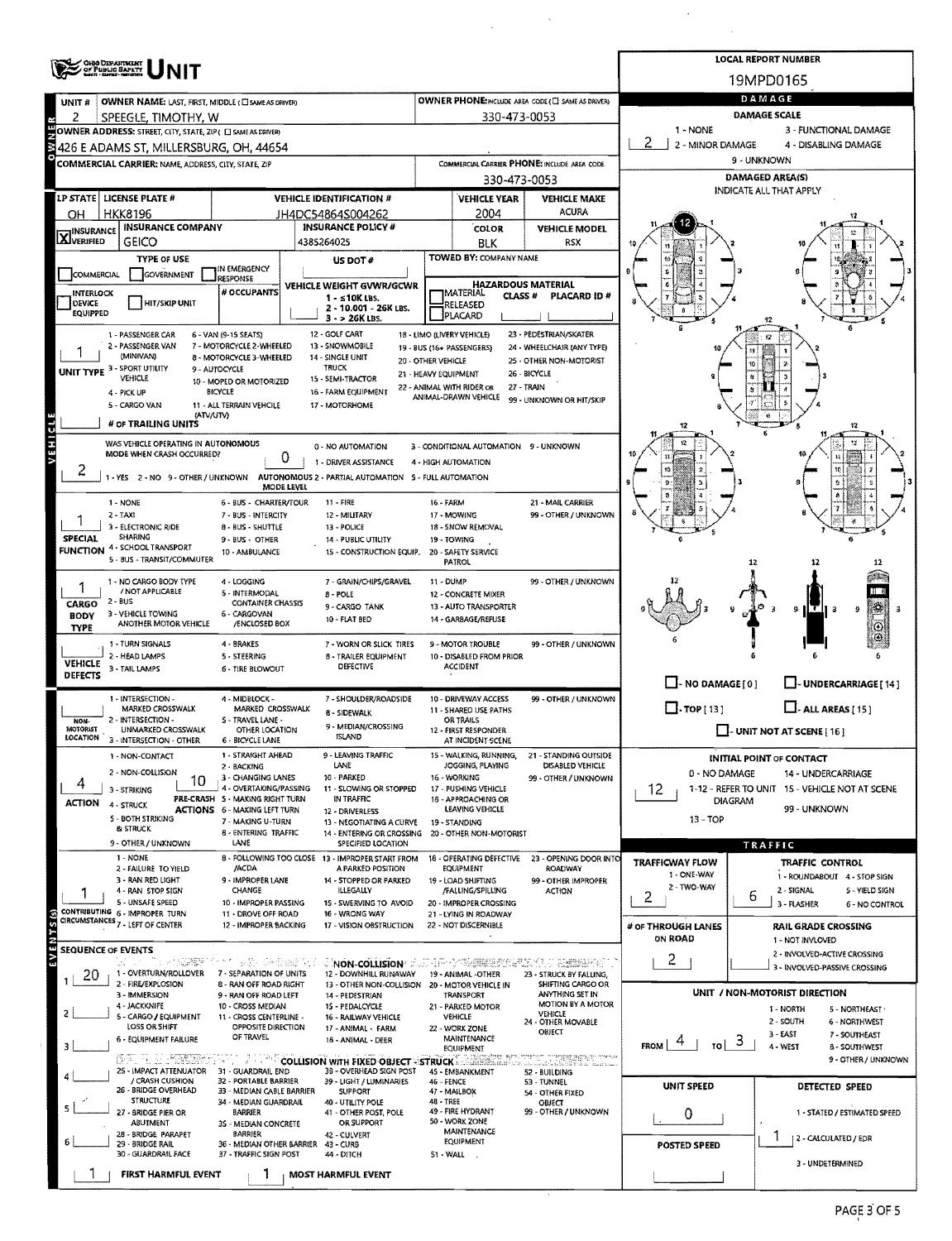# UNIT

**LOCAL REPORT NUMBER:** 19MPD0165

| UNIT # | OWNER NAME: LAST, FIRST, MIDDLE (☐ SAME AS DRIVER) | OWNER PHONE: INCLUDE AREA CODE (☐ SAME AS DRIVER) |
|---|---|---|
| 2 | SPEEGLE, TIMOTHY, W | 330-473-0053 |

**OWNER ADDRESS:** STREET, CITY, STATE, ZIP (☐ SAME AS DRIVER)
426 E ADAMS ST, MILLERSBURG, OH, 44654

**COMMERCIAL CARRIER:** NAME, ADDRESS, CITY, STATE, ZIP

**COMMERCIAL CARRIER PHONE:** INCLUDE AREA CODE
330-473-0053

| LP STATE | LICENSE PLATE # | VEHICLE IDENTIFICATION # | VEHICLE YEAR | VEHICLE MAKE |
|---|---|---|---|---|
| OH | HKK8196 | JH4DC54864S004262 | 2004 | ACURA |

| INSURANCE | INSURANCE COMPANY | INSURANCE POLICY # | COLOR | VEHICLE MODEL |
|---|---|---|---|---|
| X VERIFIED | GEICO | 4385264025 | BLK | RSX |

**TYPE OF USE:** ☐ COMMERCIAL ☐ GOVERNMENT ☐ IN EMERGENCY RESPONSE
**US DOT #**
**TOWED BY:** COMPANY NAME
☐ INTERLOCK DEVICE EQUIPPED ☐ HIT/SKIP UNIT
**# OCCUPANTS**
**VEHICLE WEIGHT GVWR/GCWR:** 1 - ≤10K LBS. 2 - 10.001 - 26K LBS. 3 - > 26K LBS.
**HAZARDOUS MATERIAL:** ☐ MATERIAL RELEASED ☐ PLACARD — CLASS # — PLACARD ID #

**UNIT TYPE:** 1
1 - PASSENGER CAR, 2 - PASSENGER VAN (MINIVAN), 3 - SPORT UTILITY VEHICLE, 4 - PICK UP, 5 - CARGO VAN, 6 - VAN (9-15 SEATS), 7 - MOTORCYCLE 2-WHEELED, 8 - MOTORCYCLE 3-WHEELED, 9 - AUTOCYCLE, 10 - MOPED OR MOTORIZED BICYCLE, 11 - ALL TERRAIN VEHICLE (ATV/UTV), 12 - GOLF CART, 13 - SNOWMOBILE, 14 - SINGLE UNIT TRUCK, 15 - SEMI-TRACTOR, 16 - FARM EQUIPMENT, 17 - MOTORHOME, 18 - LIMO (LIVERY VEHICLE), 19 - BUS (16+ PASSENGERS), 20 - OTHER VEHICLE, 21 - HEAVY EQUIPMENT, 22 - ANIMAL WITH RIDER OR ANIMAL-DRAWN VEHICLE, 23 - PEDESTRIAN/SKATER, 24 - WHEELCHAIR (ANY TYPE), 25 - OTHER NON-MOTORIST, 26 - BICYCLE, 27 - TRAIN, 99 - UNKNOWN OR HIT/SKIP

**# OF TRAILING UNITS:**

**WAS VEHICLE OPERATING IN AUTONOMOUS MODE WHEN CRASH OCCURRED?** 2
1 - YES 2 - NO 9 - OTHER / UNKNOWN

**AUTONOMOUS MODE LEVEL:** 0
0 - NO AUTOMATION, 1 - DRIVER ASSISTANCE, 2 - PARTIAL AUTOMATION, 3 - CONDITIONAL AUTOMATION, 4 - HIGH AUTOMATION, 5 - FULL AUTOMATION, 9 - UNKNOWN

**SPECIAL FUNCTION:** 1
1 - NONE, 2 - TAXI, 3 - ELECTRONIC RIDE SHARING, 4 - SCHOOL TRANSPORT, 5 - BUS - TRANSIT/COMMUTER, 6 - BUS - CHARTER/TOUR, 7 - BUS - INTERCITY, 8 - BUS - SHUTTLE, 9 - BUS - OTHER, 10 - AMBULANCE, 11 - FIRE, 12 - MILITARY, 13 - POLICE, 14 - PUBLIC UTILITY, 15 - CONSTRUCTION EQUIP., 16 - FARM, 17 - MOWING, 18 - SNOW REMOVAL, 19 - TOWING, 20 - SAFETY SERVICE PATROL, 21 - MAIL CARRIER, 99 - OTHER / UNKNOWN

**CARGO BODY TYPE:** 1
1 - NO CARGO BODY TYPE / NOT APPLICABLE, 2 - BUS, 3 - VEHICLE TOWING ANOTHER MOTOR VEHICLE, 4 - LOGGING, 5 - INTERMODAL CONTAINER CHASSIS, 6 - CARGOVAN /ENCLOSED BOX, 7 - GRAIN/CHIPS/GRAVEL, 8 - POLE, 9 - CARGO TANK, 10 - FLAT BED, 11 - DUMP, 12 - CONCRETE MIXER, 13 - AUTO TRANSPORTER, 14 - GARBAGE/REFUSE, 99 - OTHER / UNKNOWN

**VEHICLE DEFECTS:**
1 - TURN SIGNALS, 2 - HEAD LAMPS, 3 - TAIL LAMPS, 4 - BRAKES, 5 - STEERING, 6 - TIRE BLOWOUT, 7 - WORN OR SLICK TIRES, 8 - TRAILER EQUIPMENT DEFECTIVE, 9 - MOTOR TROUBLE, 10 - DISABLED FROM PRIOR ACCIDENT, 99 - OTHER / UNKNOWN

**NON-MOTORIST LOCATION:**
1 - INTERSECTION - MARKED CROSSWALK, 2 - INTERSECTION - UNMARKED CROSSWALK, 3 - INTERSECTION - OTHER, 4 - MIDBLOCK - MARKED CROSSWALK, 5 - TRAVEL LANE - OTHER LOCATION, 6 - BICYCLE LANE, 7 - SHOULDER/ROADSIDE, 8 - SIDEWALK, 9 - MEDIAN/CROSSING ISLAND, 10 - DRIVEWAY ACCESS, 11 - SHARED USE PATHS OR TRAILS, 12 - FIRST RESPONDER AT INCIDENT SCENE, 99 - OTHER / UNKNOWN

**ACTION:** 4 **PRE-CRASH ACTIONS:** 10
1 - NON-CONTACT, 2 - NON-COLLISION, 3 - STRIKING, 4 - STRUCK, 5 - BOTH STRIKING & STRUCK, 9 - OTHER / UNKNOWN
1 - STRAIGHT AHEAD, 2 - BACKING, 3 - CHANGING LANES, 4 - OVERTAKING/PASSING, 5 - MAKING RIGHT TURN, 6 - MAKING LEFT TURN, 7 - MAKING U-TURN, 8 - ENTERING TRAFFIC LANE, 9 - LEAVING TRAFFIC LANE, 10 - PARKED, 11 - SLOWING OR STOPPED IN TRAFFIC, 12 - DRIVERLESS, 13 - NEGOTIATING A CURVE, 14 - ENTERING OR CROSSING SPECIFIED LOCATION, 15 - WALKING, RUNNING, JOGGING, PLAYING, 16 - WORKING, 17 - PUSHING VEHICLE, 18 - APPROACHING OR LEAVING VEHICLE, 19 - STANDING, 20 - OTHER NON-MOTORIST, 21 - STANDING OUTSIDE DISABLED VEHICLE, 99 - OTHER / UNKNOWN

**CONTRIBUTING CIRCUMSTANCES:** 1
1 - NONE, 2 - FAILURE TO YIELD, 3 - RAN RED LIGHT, 4 - RAN STOP SIGN, 5 - UNSAFE SPEED, 6 - IMPROPER TURN, 7 - LEFT OF CENTER, 8 - FOLLOWING TOO CLOSE /ACDA, 9 - IMPROPER LANE CHANGE, 10 - IMPROPER PASSING, 11 - DROVE OFF ROAD, 12 - IMPROPER BACKING, 13 - IMPROPER START FROM A PARKED POSITION, 14 - STOPPED OR PARKED ILLEGALLY, 15 - SWERVING TO AVOID, 16 - WRONG WAY, 17 - VISION OBSTRUCTION, 18 - OPERATING DEFECTIVE EQUIPMENT, 19 - LOAD SHIFTING /FALLING/SPILLING, 20 - IMPROPER CROSSING, 21 - LYING IN ROADWAY, 22 - NOT DISCERNIBLE, 23 - OPENING DOOR INTO ROADWAY, 99 - OTHER IMPROPER ACTION

## SEQUENCE OF EVENTS

| # | Event |
|---|---|
| 1 | 20 |
| 2 | |
| 3 | |
| 4 | |
| 5 | |
| 6 | |

**NON-COLLISION:** 1 - OVERTURN/ROLLOVER, 2 - FIRE/EXPLOSION, 3 - IMMERSION, 4 - JACKKNIFE, 5 - CARGO / EQUIPMENT LOSS OR SHIFT, 6 - EQUIPMENT FAILURE, 7 - SEPARATION OF UNITS, 8 - RAN OFF ROAD RIGHT, 9 - RAN OFF ROAD LEFT, 10 - CROSS MEDIAN, 11 - CROSS CENTERLINE - OPPOSITE DIRECTION OF TRAVEL, 12 - DOWNHILL RUNAWAY, 13 - OTHER NON-COLLISION, 14 - PEDESTRIAN, 15 - PEDALCYCLE, 16 - RAILWAY VEHICLE, 17 - ANIMAL - FARM, 18 - ANIMAL - DEER, 19 - ANIMAL - OTHER, 20 - MOTOR VEHICLE IN TRANSPORT, 21 - PARKED MOTOR VEHICLE, 22 - WORK ZONE MAINTENANCE EQUIPMENT, 23 - STRUCK BY FALLING, SHIFTING CARGO OR ANYTHING SET IN MOTION BY A MOTOR VEHICLE, 24 - OTHER MOVABLE OBJECT

**COLLISION WITH FIXED OBJECT - STRUCK:** 25 - IMPACT ATTENUATOR / CRASH CUSHION, 26 - BRIDGE OVERHEAD STRUCTURE, 27 - BRIDGE PIER OR ABUTMENT, 28 - BRIDGE PARAPET, 29 - BRIDGE RAIL, 30 - GUARDRAIL FACE, 31 - GUARDRAIL END, 32 - PORTABLE BARRIER, 33 - MEDIAN CABLE BARRIER, 34 - MEDIAN GUARDRAIL BARRIER, 35 - MEDIAN CONCRETE BARRIER, 36 - MEDIAN OTHER BARRIER, 37 - TRAFFIC SIGN POST, 38 - OVERHEAD SIGN POST, 39 - LIGHT / LUMINARIES SUPPORT, 40 - UTILITY POLE, 41 - OTHER POST, POLE OR SUPPORT, 42 - CULVERT, 43 - CURB, 44 - DITCH, 45 - EMBANKMENT, 46 - FENCE, 47 - MAILBOX, 48 - TREE, 49 - FIRE HYDRANT, 50 - WORK ZONE MAINTENANCE EQUIPMENT, 51 - WALL, 52 - BUILDING, 53 - TUNNEL, 54 - OTHER FIXED OBJECT, 99 - OTHER / UNKNOWN

**FIRST HARMFUL EVENT:** 1 **MOST HARMFUL EVENT:** 1

## DAMAGE

**DAMAGE SCALE:** 2
1 - NONE, 2 - MINOR DAMAGE, 3 - FUNCTIONAL DAMAGE, 4 - DISABLING DAMAGE, 9 - UNKNOWN

**DAMAGED AREA(S)** — INDICATE ALL THAT APPLY: 12

☐ - NO DAMAGE [0] ☐ - UNDERCARRIAGE [14] ☐ - TOP [13] ☐ - ALL AREAS [15] ☐ - UNIT NOT AT SCENE [16]

**INITIAL POINT OF CONTACT:** 12
0 - NO DAMAGE, 1-12 - REFER TO UNIT DIAGRAM, 13 - TOP, 14 - UNDERCARRIAGE, 15 - VEHICLE NOT AT SCENE, 99 - UNKNOWN

## TRAFFIC

**TRAFFICWAY FLOW:** 2 (1 - ONE-WAY, 2 - TWO-WAY)

**TRAFFIC CONTROL:** 6
1 - ROUNDABOUT, 2 - SIGNAL, 3 - FLASHER, 4 - STOP SIGN, 5 - YIELD SIGN, 6 - NO CONTROL

**# OF THROUGH LANES ON ROAD:** 2

**RAIL GRADE CROSSING:** 1 - NOT INVLOVED, 2 - INVOLVED-ACTIVE CROSSING, 3 - INVOLVED-PASSIVE CROSSING

**UNIT / NON-MOTORIST DIRECTION:** FROM 4 TO 3
1 - NORTH, 2 - SOUTH, 3 - EAST, 4 - WEST, 5 - NORTHEAST, 6 - NORTHWEST, 7 - SOUTHEAST, 8 - SOUTHWEST, 9 - OTHER / UNKNOWN

**UNIT SPEED:** 0

**POSTED SPEED:**

**DETECTED SPEED:** 1
1 - STATED / ESTIMATED SPEED, 2 - CALCULATED / EDR, 3 - UNDETERMINED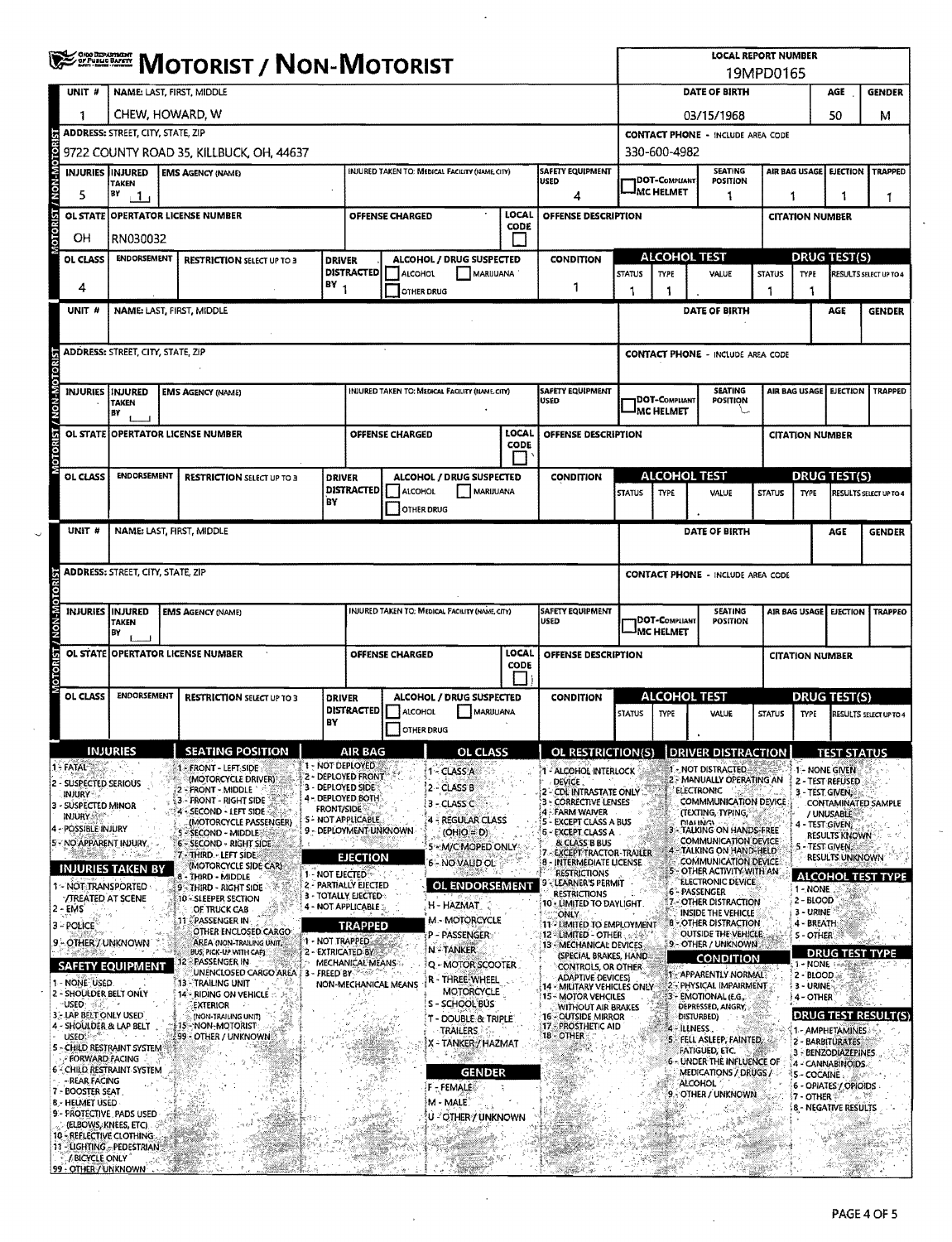# MOTORIST / NON-MOTORIST

Ohio Department of Public Safety

**LOCAL REPORT NUMBER:** 19MPD0165

## Unit 1

| UNIT # | NAME: LAST, FIRST, MIDDLE | DATE OF BIRTH | AGE | GENDER |
|---|---|---|---|---|
| 1 | CHEW, HOWARD, W | 03/15/1968 | 50 | M |

| ADDRESS: STREET, CITY, STATE, ZIP | CONTACT PHONE - INCLUDE AREA CODE |
|---|---|
| 9722 COUNTY ROAD 35, KILLBUCK, OH, 44637 | 330-600-4982 |

| INJURIES | INJURED TAKEN BY | EMS AGENCY (NAME) | INJURED TAKEN TO: MEDICAL FACILITY (NAME, CITY) | SAFETY EQUIPMENT USED | DOT-COMPLIANT MC HELMET | SEATING POSITION | AIR BAG USAGE | EJECTION | TRAPPED |
|---|---|---|---|---|---|---|---|---|---|
| 5 | 1 | | | 4 | | 1 | 1 | 1 | 1 |

| OL STATE | OPERATOR LICENSE NUMBER | OFFENSE CHARGED | LOCAL CODE | OFFENSE DESCRIPTION | CITATION NUMBER |
|---|---|---|---|---|---|
| OH | RN030032 | | | | |

| OL CLASS | ENDORSEMENT | RESTRICTION SELECT UP TO 3 | DRIVER DISTRACTED BY | ALCOHOL / DRUG SUSPECTED | CONDITION | ALCOHOL TEST STATUS | ALCOHOL TEST TYPE | ALCOHOL TEST VALUE | DRUG TEST STATUS | DRUG TEST TYPE | DRUG TEST RESULTS SELECT UP TO 4 |
|---|---|---|---|---|---|---|---|---|---|---|---|
| 4 | | | 1 | ☐ ALCOHOL ☐ MARIJUANA ☐ OTHER DRUG | 1 | 1 | 1 | . | 1 | 1 | |

## Legend

**INJURIES**
1 - FATAL
2 - SUSPECTED SERIOUS INJURY
3 - SUSPECTED MINOR INJURY
4 - POSSIBLE INJURY
5 - NO APPARENT INJURY

**INJURIES TAKEN BY**
1 - NOT TRANSPORTED /TREATED AT SCENE
2 - EMS
3 - POLICE
9 - OTHER / UNKNOWN

**SAFETY EQUIPMENT**
1 - NONE USED
2 - SHOULDER BELT ONLY USED
3 - LAP BELT ONLY USED
4 - SHOULDER & LAP BELT USED
5 - CHILD RESTRAINT SYSTEM - FORWARD FACING
6 - CHILD RESTRAINT SYSTEM - REAR FACING
7 - BOOSTER SEAT
8 - HELMET USED
9 - PROTECTIVE PADS USED (ELBOWS, KNEES, ETC)
10 - REFLECTIVE CLOTHING
11 - LIGHTING - PEDESTRIAN / BICYCLE ONLY
99 - OTHER / UNKNOWN

**SEATING POSITION**
1 - FRONT - LEFT SIDE (MOTORCYCLE DRIVER)
2 - FRONT - MIDDLE
3 - FRONT - RIGHT SIDE
4 - SECOND - LEFT SIDE (MOTORCYCLE PASSENGER)
5 - SECOND - MIDDLE
6 - SECOND - RIGHT SIDE
7 - THIRD - LEFT SIDE (MOTORCYCLE SIDE CAR)
8 - THIRD - MIDDLE
9 - THIRD - RIGHT SIDE
10 - SLEEPER SECTION OF TRUCK CAB
11 - PASSENGER IN OTHER ENCLOSED CARGO AREA (NON-TRAILING UNIT, BUS, PICK-UP WITH CAP)
12 - PASSENGER IN UNENCLOSED CARGO AREA
13 - TRAILING UNIT
14 - RIDING ON VEHICLE EXTERIOR (NON-TRAILING UNIT)
15 - NON-MOTORIST
99 - OTHER / UNKNOWN

**AIR BAG**
1 - NOT DEPLOYED
2 - DEPLOYED FRONT
3 - DEPLOYED SIDE
4 - DEPLOYED BOTH FRONT/SIDE
5 - NOT APPLICABLE
9 - DEPLOYMENT UNKNOWN

**EJECTION**
1 - NOT EJECTED
2 - PARTIALLY EJECTED
3 - TOTALLY EJECTED
4 - NOT APPLICABLE

**TRAPPED**
1 - NOT TRAPPED
2 - EXTRICATED BY MECHANICAL MEANS
3 - FREED BY NON-MECHANICAL MEANS

**OL CLASS**
1 - CLASS A
2 - CLASS B
3 - CLASS C
4 - REGULAR CLASS (OHIO = D)
5 - M/C MOPED ONLY
6 - NO VALID OL

**OL ENDORSEMENT**
H - HAZMAT
M - MOTORCYCLE
P - PASSENGER
N - TANKER
Q - MOTOR SCOOTER
R - THREE-WHEEL MOTORCYCLE
S - SCHOOL BUS
T - DOUBLE & TRIPLE TRAILERS
X - TANKER / HAZMAT

**GENDER**
F - FEMALE
M - MALE
U - OTHER / UNKNOWN

**OL RESTRICTION(S)**
1 - ALCOHOL INTERLOCK DEVICE
2 - CDL INTRASTATE ONLY
3 - CORRECTIVE LENSES
4 - FARM WAIVER
5 - EXCEPT CLASS A BUS
6 - EXCEPT CLASS A & CLASS B BUS
7 - EXCEPT TRACTOR-TRAILER
8 - INTERMEDIATE LICENSE RESTRICTIONS
9 - LEARNER'S PERMIT RESTRICTIONS
10 - LIMITED TO DAYLIGHT ONLY
11 - LIMITED TO EMPLOYMENT
12 - LIMITED - OTHER
13 - MECHANICAL DEVICES (SPECIAL BRAKES, HAND CONTROLS, OR OTHER ADAPTIVE DEVICES)
14 - MILITARY VEHICLES ONLY
15 - MOTOR VEHICLES WITHOUT AIR BRAKES
16 - OUTSIDE MIRROR
17 - PROSTHETIC AID
18 - OTHER

**DRIVER DISTRACTION**
1 - NOT DISTRACTED
2 - MANUALLY OPERATING AN ELECTRONIC COMMMUNICATION DEVICE (TEXTING, TYPING, DIALING)
3 - TALKING ON HANDS-FREE COMMUNICATION DEVICE
4 - TALKING ON HAND-HELD COMMUNICATION DEVICE
5 - OTHER ACTIVITY WITH AN ELECTRONIC DEVICE
6 - PASSENGER
7 - OTHER DISTRACTION INSIDE THE VEHICLE
8 - OTHER DISTRACTION OUTSIDE THE VEHICLE
9 - OTHER / UNKNOWN

**CONDITION**
1 - APPARENTLY NORMAL
2 - PHYSICAL IMPAIRMENT
3 - EMOTIONAL (E.G., DEPRESSED, ANGRY, DISTURBED)
4 - ILLNESS
5 - FELL ASLEEP, FAINTED, FATIGUED, ETC.
6 - UNDER THE INFLUENCE OF MEDICATIONS / DRUGS / ALCOHOL
9 - OTHER / UNKNOWN

**TEST STATUS**
1 - NONE GIVEN
2 - TEST REFUSED
3 - TEST GIVEN, CONTAMINATED SAMPLE / UNUSABLE
4 - TEST GIVEN, RESULTS KNOWN
5 - TEST GIVEN, RESULTS UNKNOWN

**ALCOHOL TEST TYPE**
1 - NONE
2 - BLOOD
3 - URINE
4 - BREATH
5 - OTHER

**DRUG TEST TYPE**
1 - NONE
2 - BLOOD
3 - URINE
4 - OTHER

**DRUG TEST RESULT(S)**
1 - AMPHETAMINES
2 - BARBITURATES
3 - BENZODIAZEPINES
4 - CANNABINOIDS
5 - COCAINE
6 - OPIATES / OPIOIDS
7 - OTHER
8 - NEGATIVE RESULTS